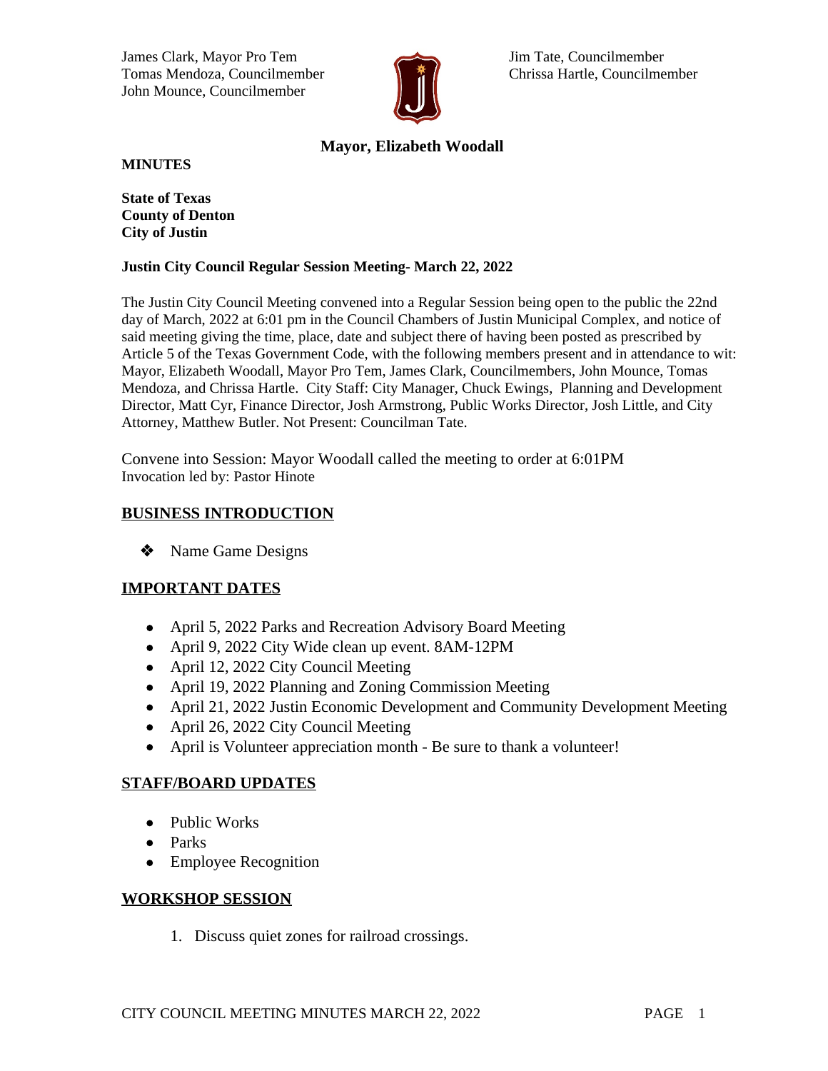James Clark, Mayor Pro Tem
Tomas Mendoza, Councilmember
John Mounce, Councilmember

Jim Tate, Councilmember
Chrissa Hartle, Councilmember

**Mayor, Elizabeth Woodall**

**MINUTES**

**State of Texas**
**County of Denton**
**City of Justin**

**Justin City Council Regular Session Meeting- March 22, 2022**

The Justin City Council Meeting convened into a Regular Session being open to the public the 22nd day of March, 2022 at 6:01 pm in the Council Chambers of Justin Municipal Complex, and notice of said meeting giving the time, place, date and subject there of having been posted as prescribed by Article 5 of the Texas Government Code, with the following members present and in attendance to wit: Mayor, Elizabeth Woodall, Mayor Pro Tem, James Clark, Councilmembers, John Mounce, Tomas Mendoza, and Chrissa Hartle. City Staff: City Manager, Chuck Ewings, Planning and Development Director, Matt Cyr, Finance Director, Josh Armstrong, Public Works Director, Josh Little, and City Attorney, Matthew Butler. Not Present: Councilman Tate.

Convene into Session: Mayor Woodall called the meeting to order at 6:01PM
Invocation led by: Pastor Hinote

## BUSINESS INTRODUCTION

- Name Game Designs

## IMPORTANT DATES

- April 5, 2022 Parks and Recreation Advisory Board Meeting
- April 9, 2022 City Wide clean up event. 8AM-12PM
- April 12, 2022 City Council Meeting
- April 19, 2022 Planning and Zoning Commission Meeting
- April 21, 2022 Justin Economic Development and Community Development Meeting
- April 26, 2022 City Council Meeting
- April is Volunteer appreciation month - Be sure to thank a volunteer!

## STAFF/BOARD UPDATES

- Public Works
- Parks
- Employee Recognition

## WORKSHOP SESSION

1. Discuss quiet zones for railroad crossings.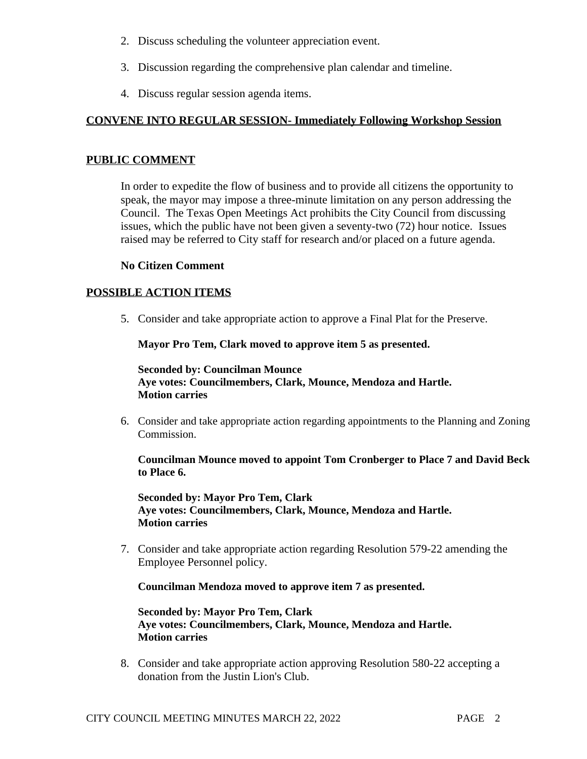2. Discuss scheduling the volunteer appreciation event.

3. Discussion regarding the comprehensive plan calendar and timeline.

4. Discuss regular session agenda items.

## CONVENE INTO REGULAR SESSION- Immediately Following Workshop Session

## PUBLIC COMMENT

In order to expedite the flow of business and to provide all citizens the opportunity to speak, the mayor may impose a three-minute limitation on any person addressing the Council. The Texas Open Meetings Act prohibits the City Council from discussing issues, which the public have not been given a seventy-two (72) hour notice. Issues raised may be referred to City staff for research and/or placed on a future agenda.

**No Citizen Comment**

## POSSIBLE ACTION ITEMS

5. Consider and take appropriate action to approve a Final Plat for the Preserve.

   **Mayor Pro Tem, Clark moved to approve item 5 as presented.**

   **Seconded by: Councilman Mounce**
   **Aye votes: Councilmembers, Clark, Mounce, Mendoza and Hartle.**
   **Motion carries**

6. Consider and take appropriate action regarding appointments to the Planning and Zoning Commission.

   **Councilman Mounce moved to appoint Tom Cronberger to Place 7 and David Beck to Place 6.**

   **Seconded by: Mayor Pro Tem, Clark**
   **Aye votes: Councilmembers, Clark, Mounce, Mendoza and Hartle.**
   **Motion carries**

7. Consider and take appropriate action regarding Resolution 579-22 amending the Employee Personnel policy.

   **Councilman Mendoza moved to approve item 7 as presented.**

   **Seconded by: Mayor Pro Tem, Clark**
   **Aye votes: Councilmembers, Clark, Mounce, Mendoza and Hartle.**
   **Motion carries**

8. Consider and take appropriate action approving Resolution 580-22 accepting a donation from the Justin Lion's Club.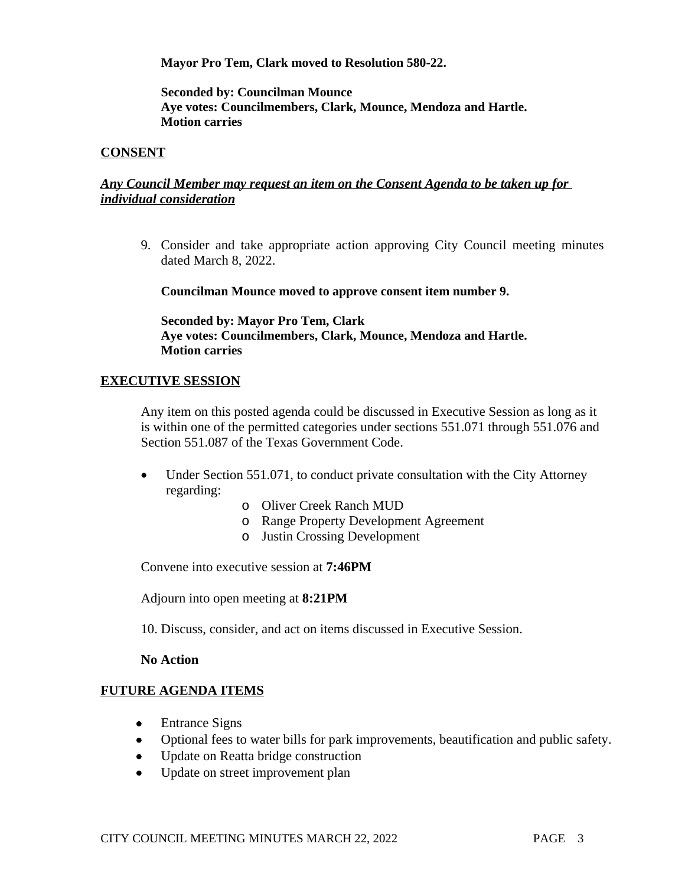**Mayor Pro Tem, Clark moved to Resolution 580-22.**

**Seconded by: Councilman Mounce**
**Aye votes: Councilmembers, Clark, Mounce, Mendoza and Hartle.**
**Motion carries**

## CONSENT

***Any Council Member may request an item on the Consent Agenda to be taken up for individual consideration***

9. Consider and take appropriate action approving City Council meeting minutes dated March 8, 2022.

   **Councilman Mounce moved to approve consent item number 9.**

   **Seconded by: Mayor Pro Tem, Clark**
   **Aye votes: Councilmembers, Clark, Mounce, Mendoza and Hartle.**
   **Motion carries**

## EXECUTIVE SESSION

Any item on this posted agenda could be discussed in Executive Session as long as it is within one of the permitted categories under sections 551.071 through 551.076 and Section 551.087 of the Texas Government Code.

- Under Section 551.071, to conduct private consultation with the City Attorney regarding:
  - Oliver Creek Ranch MUD
  - Range Property Development Agreement
  - Justin Crossing Development

Convene into executive session at **7:46PM**

Adjourn into open meeting at **8:21PM**

10. Discuss, consider, and act on items discussed in Executive Session.

**No Action**

## FUTURE AGENDA ITEMS

- Entrance Signs
- Optional fees to water bills for park improvements, beautification and public safety.
- Update on Reatta bridge construction
- Update on street improvement plan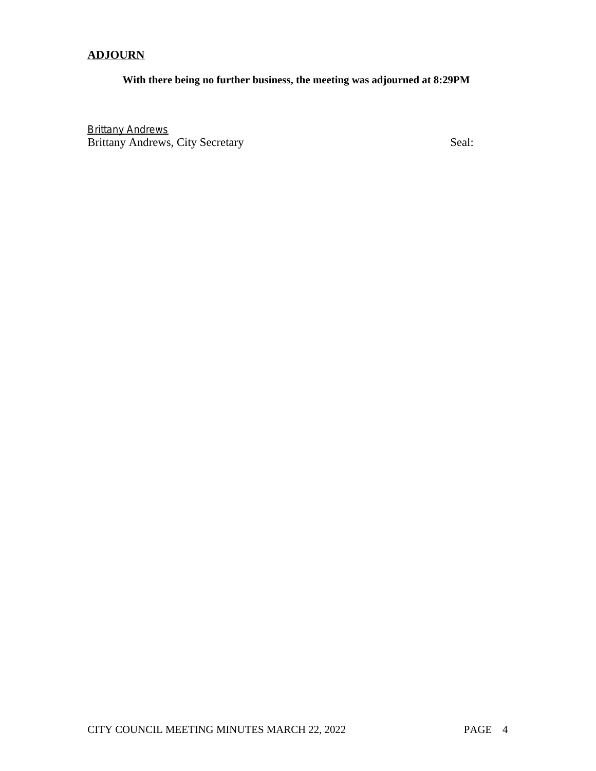## ADJOURN

**With there being no further business, the meeting was adjourned at 8:29PM**

*Brittany Andrews*
Brittany Andrews, City Secretary Seal: